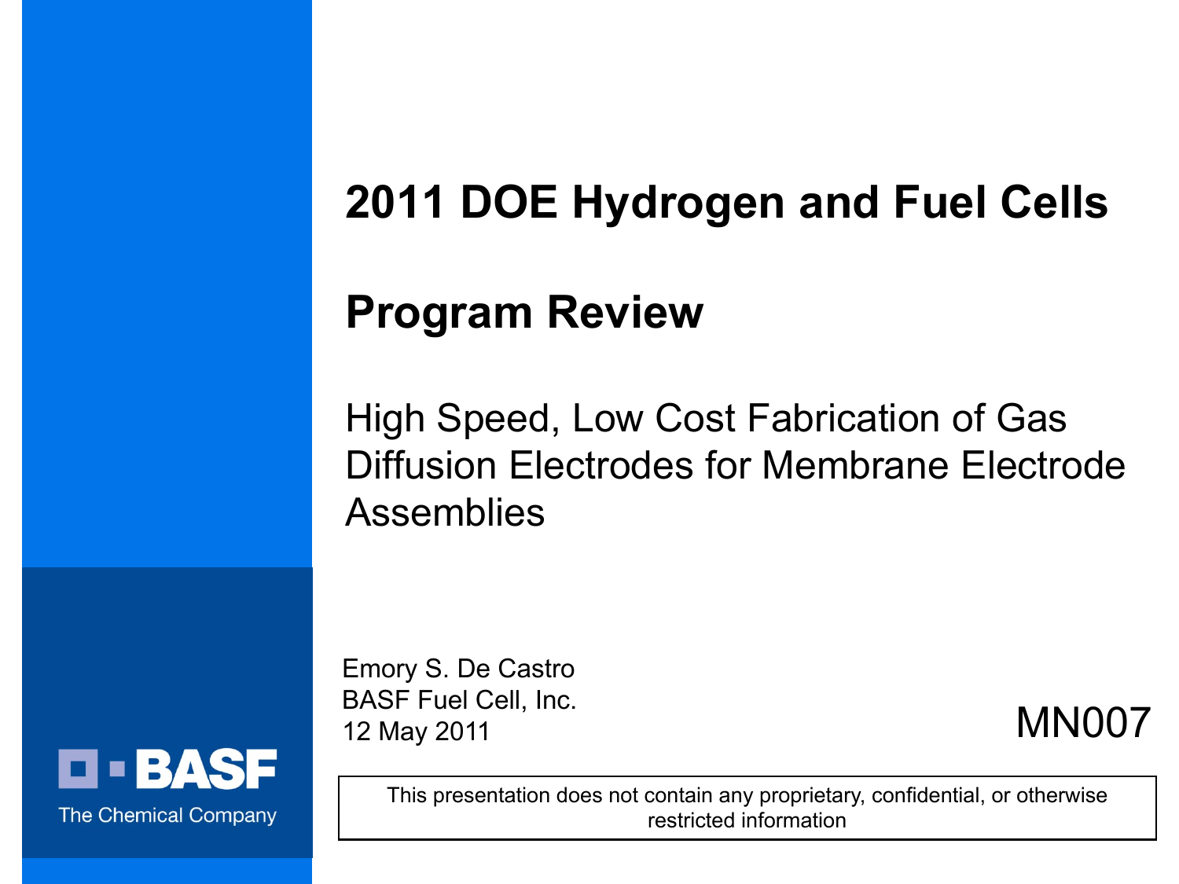# 2011 DOE Hydrogen and Fuel Cells Program Review

## High Speed, Low Cost Fabrication of Gas Diffusion Electrodes for Membrane Electrode Assemblies

Emory S. De Castro
BASF Fuel Cell, Inc.
12 May 2011

MN007

BASF
The Chemical Company

This presentation does not contain any proprietary, confidential, or otherwise restricted information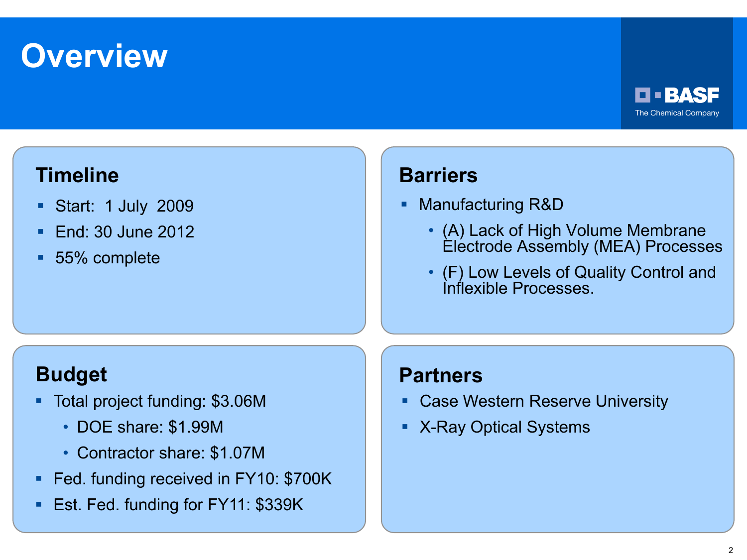# Overview

BASF
The Chemical Company

## Timeline

- Start:  1 July  2009
- End: 30 June 2012
- 55% complete

## Barriers

- Manufacturing R&D
  - (A) Lack of High Volume Membrane Electrode Assembly (MEA) Processes
  - (F) Low Levels of Quality Control and Inflexible Processes.

## Budget

- Total project funding: $3.06M
  - DOE share: $1.99M
  - Contractor share: $1.07M
- Fed. funding received in FY10: $700K
- Est. Fed. funding for FY11: $339K

## Partners

- Case Western Reserve University
- X-Ray Optical Systems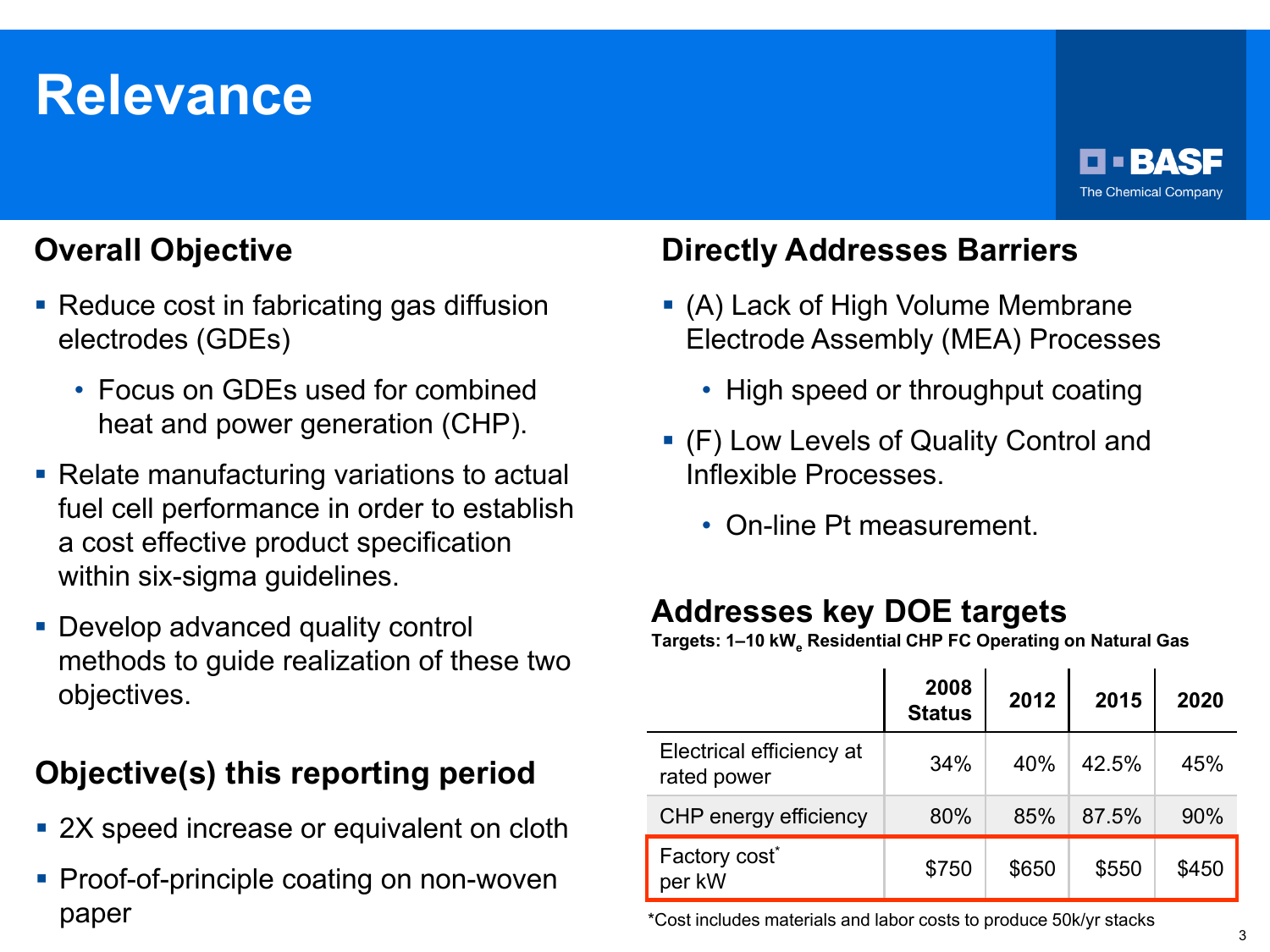# Relevance

BASF
The Chemical Company

## Overall Objective

- Reduce cost in fabricating gas diffusion electrodes (GDEs)
  - Focus on GDEs used for combined heat and power generation (CHP).
- Relate manufacturing variations to actual fuel cell performance in order to establish a cost effective product specification within six-sigma guidelines.
- Develop advanced quality control methods to guide realization of these two objectives.

## Objective(s) this reporting period

- 2X speed increase or equivalent on cloth
- Proof-of-principle coating on non-woven paper

## Directly Addresses Barriers

- (A) Lack of High Volume Membrane Electrode Assembly (MEA) Processes
  - High speed or throughput coating
- (F) Low Levels of Quality Control and Inflexible Processes.
  - On-line Pt measurement.

## Addresses key DOE targets

**Targets: 1–10 $kW_e$ Residential CHP FC Operating on Natural Gas**

| | 2008 Status | 2012 | 2015 | 2020 |
|---|---|---|---|---|
| Electrical efficiency at rated power | 34% | 40% | 42.5% | 45% |
| CHP energy efficiency | 80% | 85% | 87.5% | 90% |
| Factory cost* per kW | $750 | $650 | $550 | $450 |

*Cost includes materials and labor costs to produce 50k/yr stacks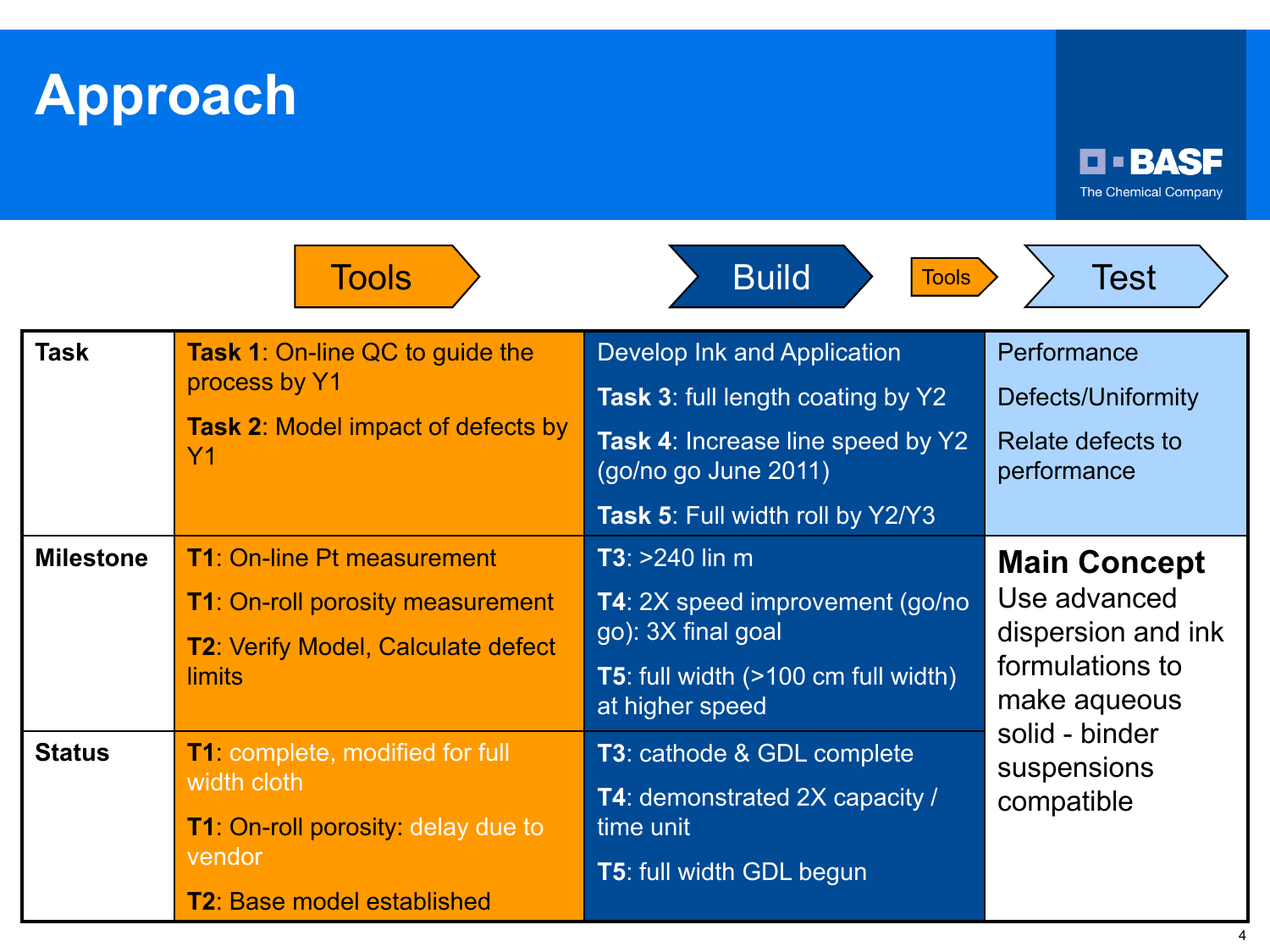# Approach

BASF The Chemical Company

Tools → Build → Tools → Test

| | Tools | Build | Test |
|---|---|---|---|
| **Task** | **Task 1**: On-line QC to guide the process by Y1<br><br>**Task 2**: Model impact of defects by Y1 | Develop Ink and Application<br><br>**Task 3**: full length coating by Y2<br><br>**Task 4**: Increase line speed by Y2 (go/no go June 2011)<br><br>**Task 5**: Full width roll by Y2/Y3 | Performance<br><br>Defects/Uniformity<br><br>Relate defects to performance |
| **Milestone** | **T1**: On-line Pt measurement<br><br>**T1**: On-roll porosity measurement<br><br>**T2**: Verify Model, Calculate defect limits | **T3**: >240 lin m<br><br>**T4**: 2X speed improvement (go/no go): 3X final goal<br><br>**T5**: full width (>100 cm full width) at higher speed | **Main Concept**<br>Use advanced dispersion and ink formulations to make aqueous solid - binder suspensions compatible |
| **Status** | **T1**: complete, modified for full width cloth<br><br>**T1**: On-roll porosity: delay due to vendor<br><br>**T2**: Base model established | **T3**: cathode & GDL complete<br><br>**T4**: demonstrated 2X capacity / time unit<br><br>**T5**: full width GDL begun | |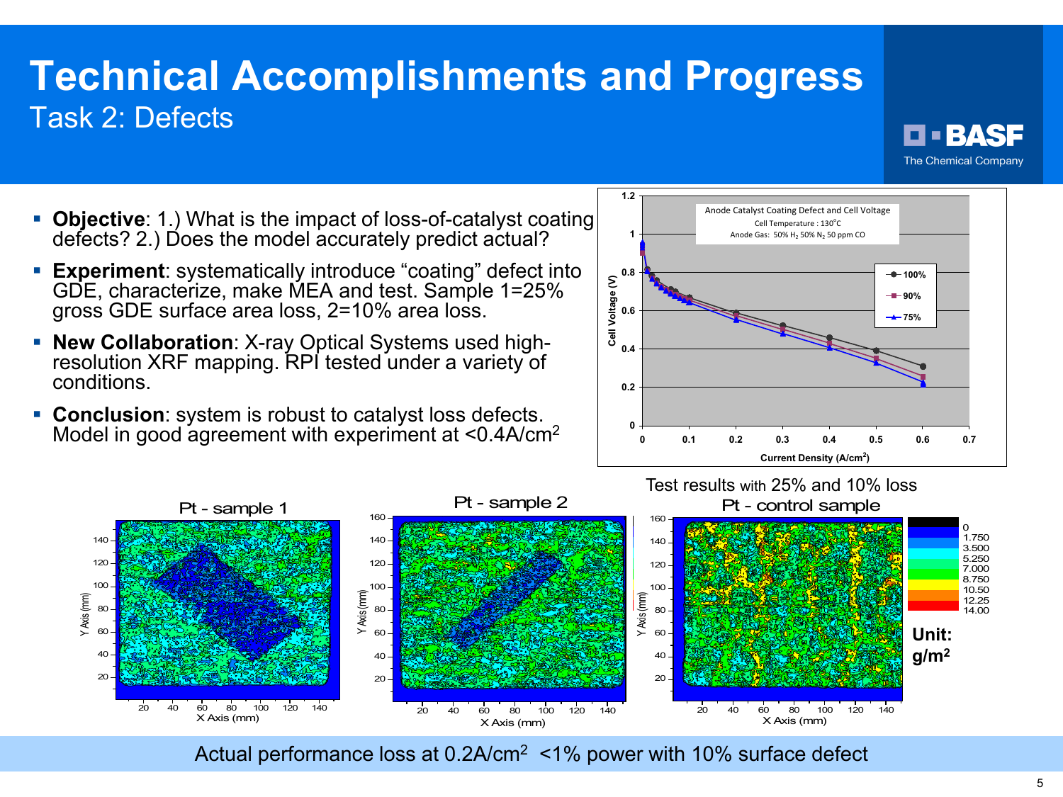# Technical Accomplishments and Progress

## Task 2: Defects

- **Objective**: 1.) What is the impact of loss-of-catalyst coating defects? 2.) Does the model accurately predict actual?
- **Experiment**: systematically introduce "coating" defect into GDE, characterize, make MEA and test. Sample 1=25% gross GDE surface area loss, 2=10% area loss.
- **New Collaboration**: X-ray Optical Systems used high-resolution XRF mapping. RPI tested under a variety of conditions.
- **Conclusion**: system is robust to catalyst loss defects. Model in good agreement with experiment at <0.4A/cm$^2$

Anode Catalyst Coating Defect and Cell Voltage
Cell Temperature : 130°C
Anode Gas: 50% $H_2$ 50% $N_2$ 50 ppm CO

Test results with 25% and 10% loss

Pt - sample 1 | Pt - sample 2 | Pt - control sample

Unit: g/m$^2$

Actual performance loss at 0.2A/cm$^2$ <1% power with 10% surface defect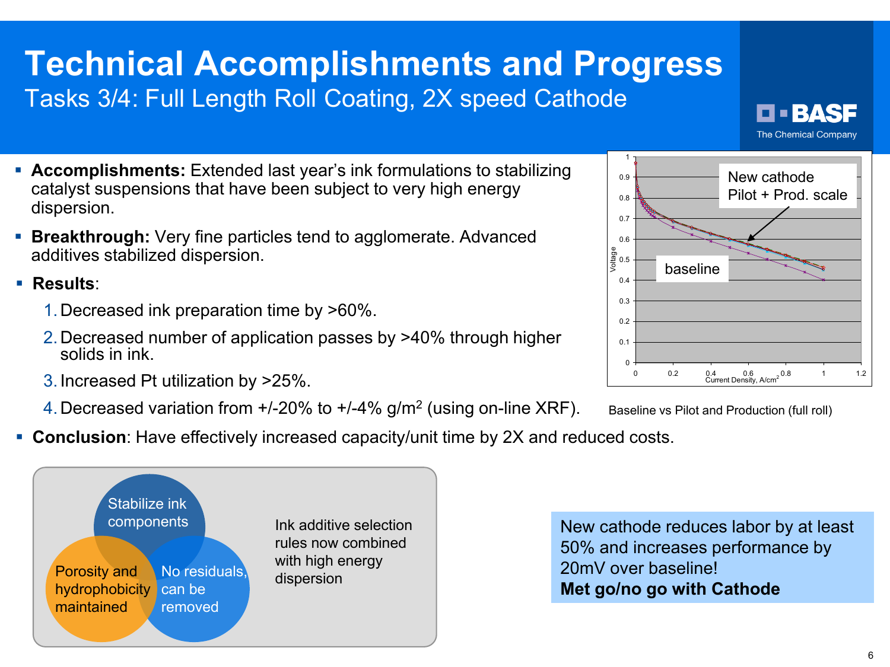# Technical Accomplishments and Progress

## Tasks 3/4: Full Length Roll Coating, 2X speed Cathode

- **Accomplishments:** Extended last year's ink formulations to stabilizing catalyst suspensions that have been subject to very high energy dispersion.
- **Breakthrough:** Very fine particles tend to agglomerate. Advanced additives stabilized dispersion.
- **Results**:
  1. Decreased ink preparation time by >60%.
  2. Decreased number of application passes by >40% through higher solids in ink.
  3. Increased Pt utilization by >25%.
  4. Decreased variation from +/-20% to +/-4% $g/m^2$ (using on-line XRF).
- **Conclusion**: Have effectively increased capacity/unit time by 2X and reduced costs.

New cathode
Pilot + Prod. scale

baseline

Voltage

Current Density, A/cm$^2$

Baseline vs Pilot and Production (full roll)

Stabilize ink components

Porosity and hydrophobicity maintained

No residuals, can be removed

Ink additive selection rules now combined with high energy dispersion

New cathode reduces labor by at least 50% and increases performance by 20mV over baseline!
**Met go/no go with Cathode**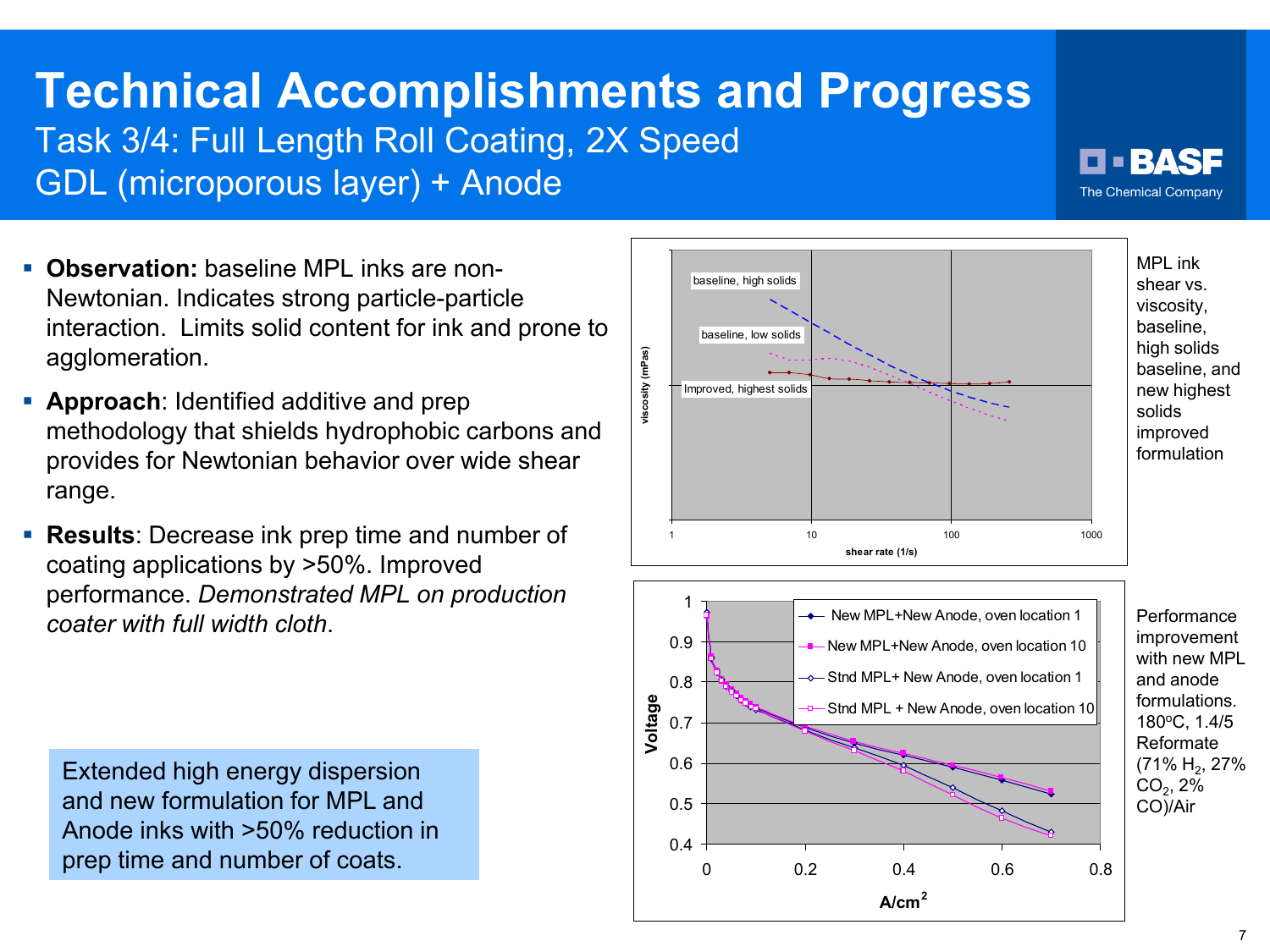# Technical Accomplishments and Progress

## Task 3/4: Full Length Roll Coating, 2X Speed GDL (microporous layer) + Anode

- **Observation:** baseline MPL inks are non-Newtonian. Indicates strong particle-particle interaction. Limits solid content for ink and prone to agglomeration.
- **Approach**: Identified additive and prep methodology that shields hydrophobic carbons and provides for Newtonian behavior over wide shear range.
- **Results**: Decrease ink prep time and number of coating applications by >50%. Improved performance. *Demonstrated MPL on production coater with full width cloth*.

Extended high energy dispersion and new formulation for MPL and Anode inks with >50% reduction in prep time and number of coats.

MPL ink shear vs. viscosity, baseline, high solids baseline, and new highest solids improved formulation

Performance improvement with new MPL and anode formulations. 180°C, 1.4/5 Reformate (71% $H_2$, 27% $CO_2$, 2% CO)/Air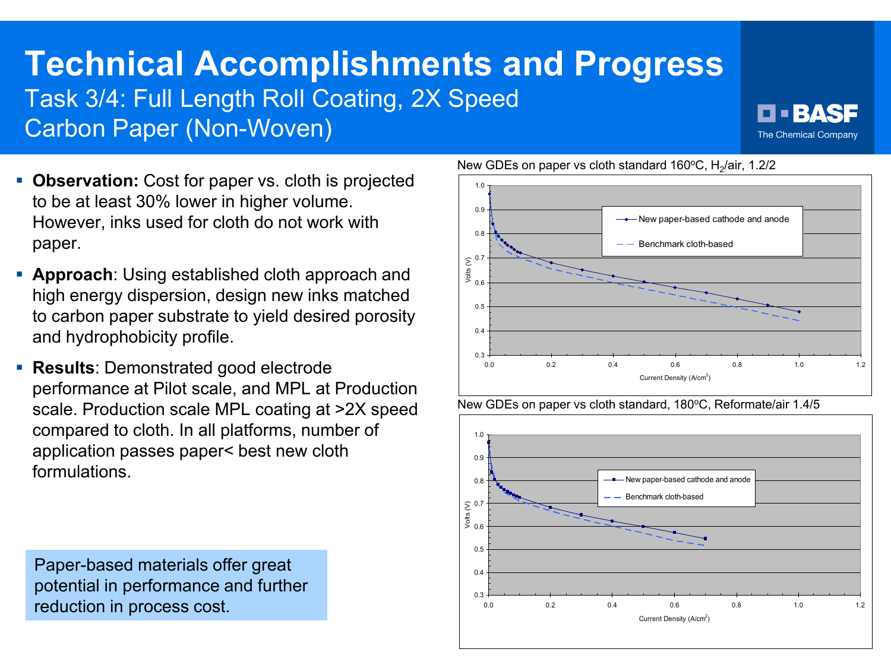# Technical Accomplishments and Progress

## Task 3/4: Full Length Roll Coating, 2X Speed
## Carbon Paper (Non-Woven)

- **Observation:** Cost for paper vs. cloth is projected to be at least 30% lower in higher volume. However, inks used for cloth do not work with paper.
- **Approach**: Using established cloth approach and high energy dispersion, design new inks matched to carbon paper substrate to yield desired porosity and hydrophobicity profile.
- **Results**: Demonstrated good electrode performance at Pilot scale, and MPL at Production scale. Production scale MPL coating at >2X speed compared to cloth. In all platforms, number of application passes paper< best new cloth formulations.

Paper-based materials offer great potential in performance and further reduction in process cost.

New GDEs on paper vs cloth standard 160ºC, $H_2$/air, 1.2/2

New GDEs on paper vs cloth standard, 180ºC, Reformate/air 1.4/5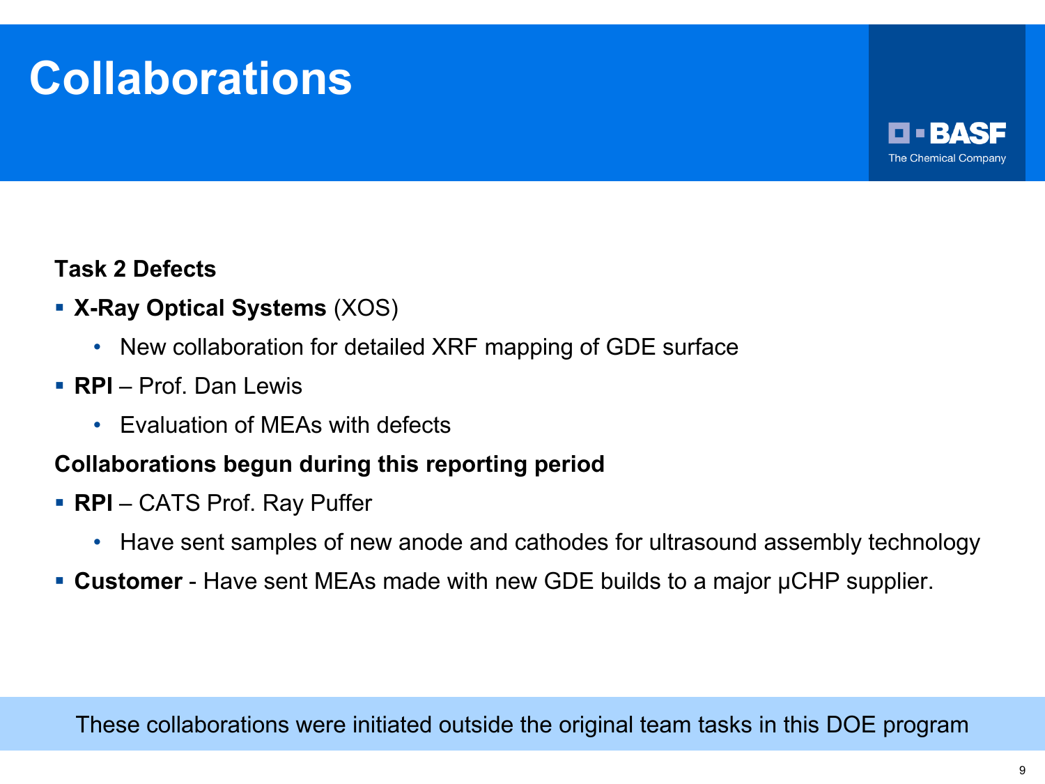# Collaborations

BASF
The Chemical Company

**Task 2 Defects**

- **X-Ray Optical Systems** (XOS)
  - New collaboration for detailed XRF mapping of GDE surface
- **RPI** – Prof. Dan Lewis
  - Evaluation of MEAs with defects

**Collaborations begun during this reporting period**

- **RPI** – CATS Prof. Ray Puffer
  - Have sent samples of new anode and cathodes for ultrasound assembly technology
- **Customer** - Have sent MEAs made with new GDE builds to a major μCHP supplier.

These collaborations were initiated outside the original team tasks in this DOE program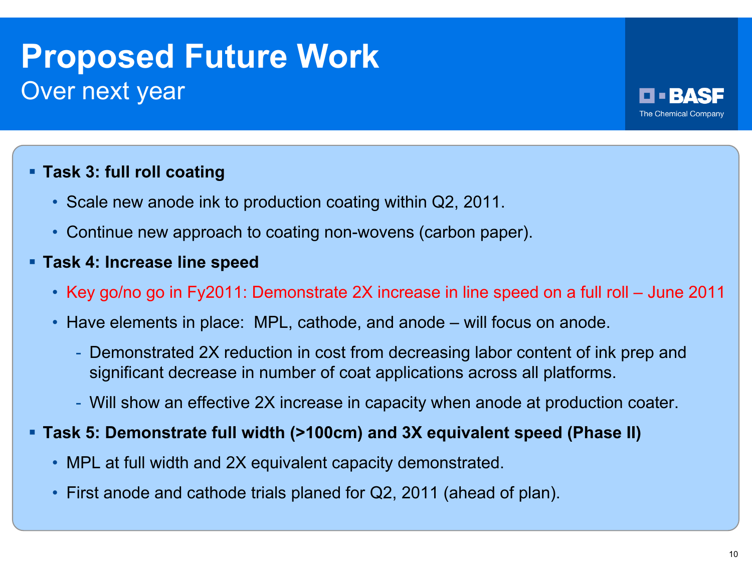# Proposed Future Work

## Over next year

- **Task 3: full roll coating**
  - Scale new anode ink to production coating within Q2, 2011.
  - Continue new approach to coating non-wovens (carbon paper).
- **Task 4: Increase line speed**
  - Key go/no go in Fy2011: Demonstrate 2X increase in line speed on a full roll – June 2011
  - Have elements in place: MPL, cathode, and anode – will focus on anode.
    - Demonstrated 2X reduction in cost from decreasing labor content of ink prep and significant decrease in number of coat applications across all platforms.
    - Will show an effective 2X increase in capacity when anode at production coater.
- **Task 5: Demonstrate full width (>100cm) and 3X equivalent speed (Phase II)**
  - MPL at full width and 2X equivalent capacity demonstrated.
  - First anode and cathode trials planed for Q2, 2011 (ahead of plan).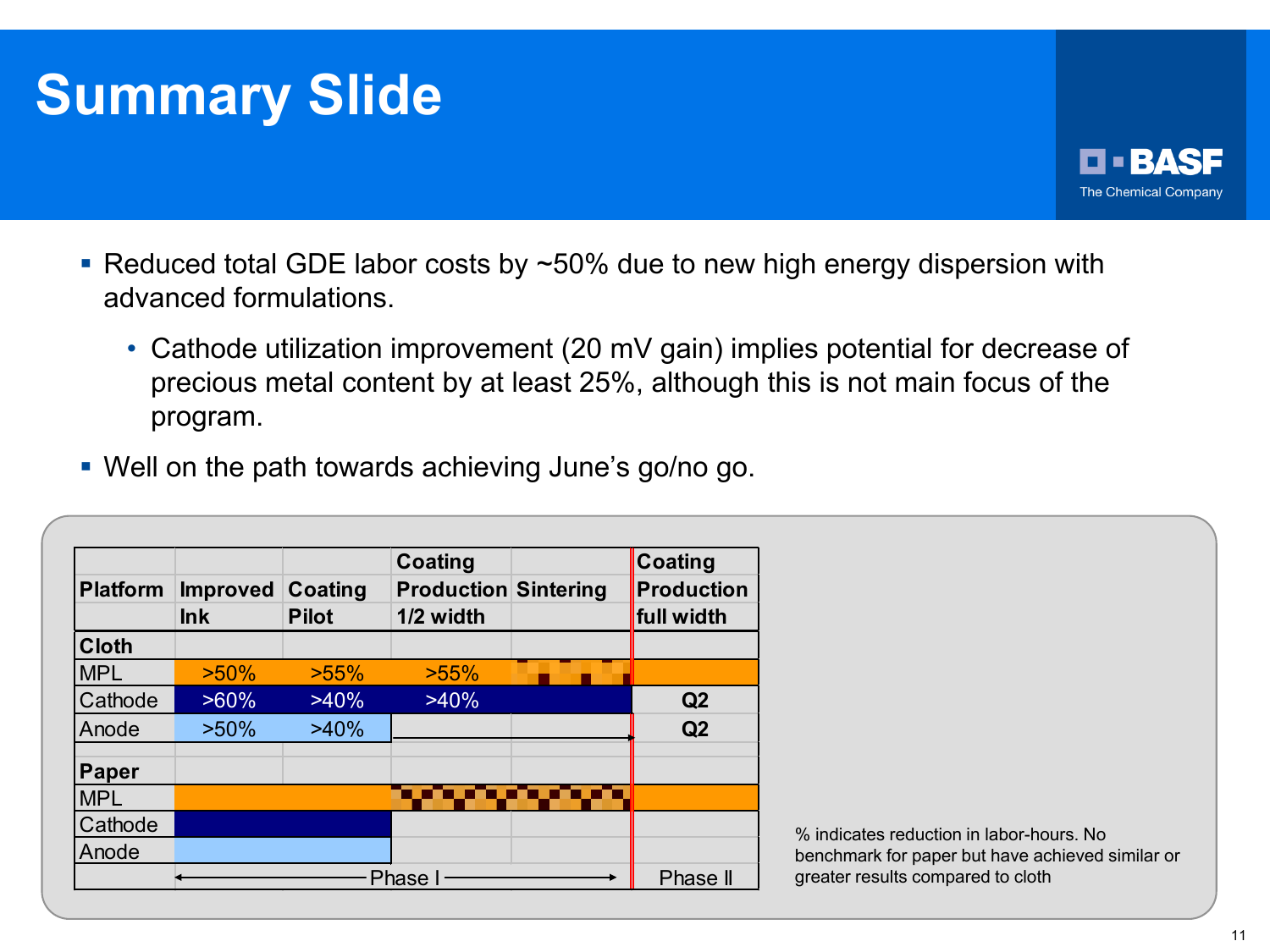# Summary Slide

- Reduced total GDE labor costs by ~50% due to new high energy dispersion with advanced formulations.
  - Cathode utilization improvement (20 mV gain) implies potential for decrease of precious metal content by at least 25%, although this is not main focus of the program.
- Well on the path towards achieving June's go/no go.

| Platform | Improved Ink | Coating Pilot | Coating Production 1/2 width | Sintering | Coating Production full width |
|---|---|---|---|---|---|
| **Cloth** | | | | | |
| MPL | >50% | >55% | >55% | | |
| Cathode | >60% | >40% | >40% | | Q2 |
| Anode | >50% | >40% | | | Q2 |
| **Paper** | | | | | |
| MPL | | | | | |
| Cathode | | | | | |
| Anode | | | | | |
| | Phase I | | | | Phase II |

% indicates reduction in labor-hours. No benchmark for paper but have achieved similar or greater results compared to cloth